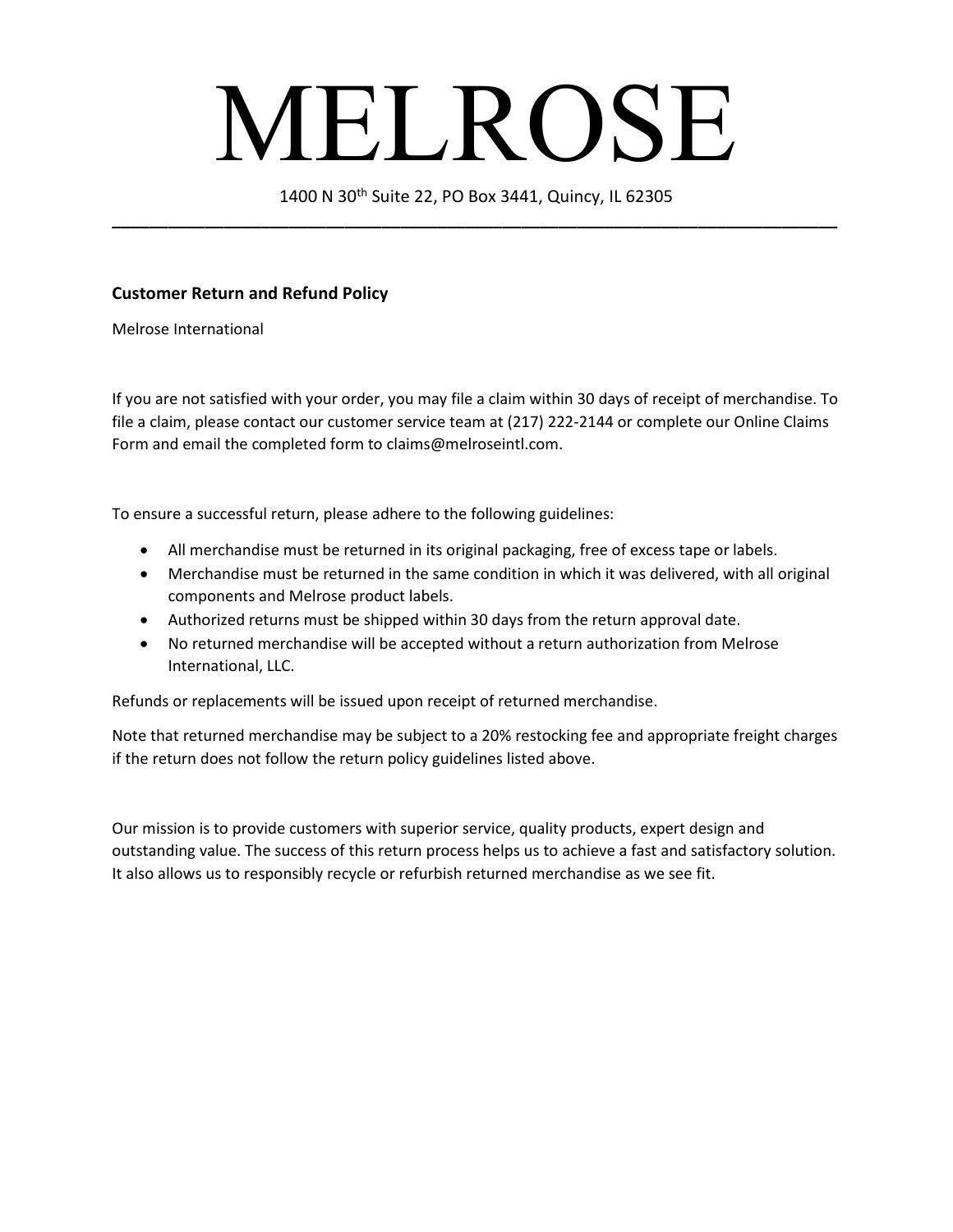# MELROSE

1400 N 30th Suite 22, PO Box 3441, Quincy, IL 62305

---

**Customer Return and Refund Policy**

Melrose International

If you are not satisfied with your order, you may file a claim within 30 days of receipt of merchandise. To file a claim, please contact our customer service team at (217) 222-2144 or complete our Online Claims Form and email the completed form to claims@melroseintl.com.

To ensure a successful return, please adhere to the following guidelines:

- All merchandise must be returned in its original packaging, free of excess tape or labels.
- Merchandise must be returned in the same condition in which it was delivered, with all original components and Melrose product labels.
- Authorized returns must be shipped within 30 days from the return approval date.
- No returned merchandise will be accepted without a return authorization from Melrose International, LLC.

Refunds or replacements will be issued upon receipt of returned merchandise.

Note that returned merchandise may be subject to a 20% restocking fee and appropriate freight charges if the return does not follow the return policy guidelines listed above.

Our mission is to provide customers with superior service, quality products, expert design and outstanding value. The success of this return process helps us to achieve a fast and satisfactory solution. It also allows us to responsibly recycle or refurbish returned merchandise as we see fit.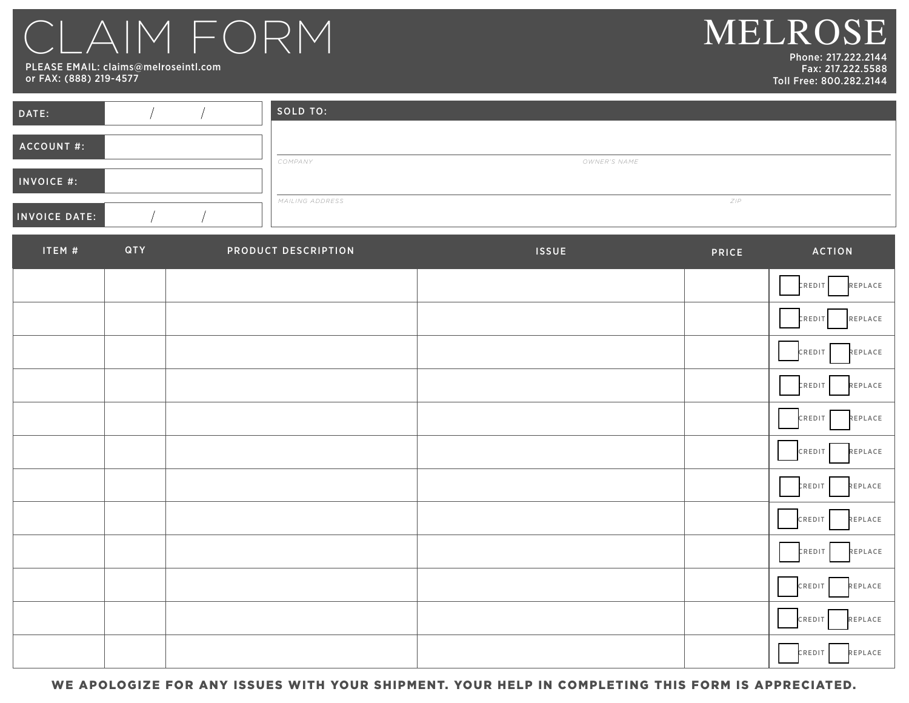# CLAIM FORM

PLEASE EMAIL: claims@melroseintl.com
or FAX: (888) 219-4577

## MELROSE

Phone: 217.222.2144
Fax: 217.222.5588
Toll Free: 800.282.2144

| | |
|---|---|
| DATE: | / / |
| ACCOUNT #: | |
| INVOICE #: | |
| INVOICE DATE: | / / |

**SOLD TO:**

COMPANY ____________ OWNER'S NAME ____________

MAILING ADDRESS ____________ ZIP ____________

| ITEM # | QTY | PRODUCT DESCRIPTION | ISSUE | PRICE | ACTION |
|---|---|---|---|---|---|
| | | | | | ☐ CREDIT ☐ REPLACE |
| | | | | | ☐ CREDIT ☐ REPLACE |
| | | | | | ☐ CREDIT ☐ REPLACE |
| | | | | | ☐ CREDIT ☐ REPLACE |
| | | | | | ☐ CREDIT ☐ REPLACE |
| | | | | | ☐ CREDIT ☐ REPLACE |
| | | | | | ☐ CREDIT ☐ REPLACE |
| | | | | | ☐ CREDIT ☐ REPLACE |
| | | | | | ☐ CREDIT ☐ REPLACE |
| | | | | | ☐ CREDIT ☐ REPLACE |
| | | | | | ☐ CREDIT ☐ REPLACE |
| | | | | | ☐ CREDIT ☐ REPLACE |

**WE APOLOGIZE FOR ANY ISSUES WITH YOUR SHIPMENT. YOUR HELP IN COMPLETING THIS FORM IS APPRECIATED.**